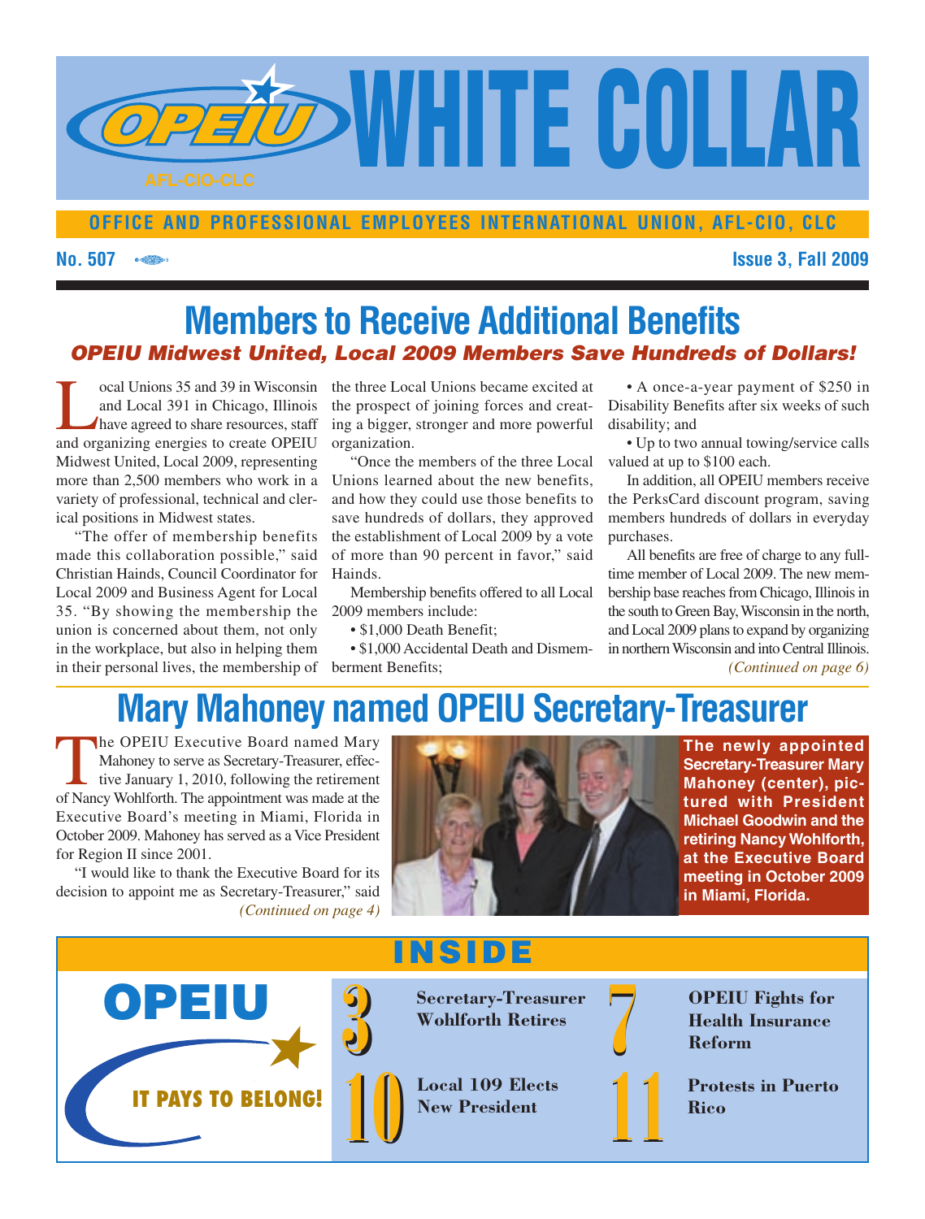# WHITE COLLAR

OPEIU AFL-CIO-CLC

**OFFICE AND PROFESSIONAL EMPLOYEES INTERNATIONAL UNION, AFL-CIO, CLC**

**No. 507** **Issue 3, Fall 2009**

## Members to Receive Additional Benefits

### *OPEIU Midwest United, Local 2009 Members Save Hundreds of Dollars!*

Local Unions 35 and 39 in Wisconsin and Local 391 in Chicago, Illinois have agreed to share resources, staff and organizing energies to create OPEIU Midwest United, Local 2009, representing more than 2,500 members who work in a variety of professional, technical and clerical positions in Midwest states.

"The offer of membership benefits made this collaboration possible," said Christian Hainds, Council Coordinator for Local 2009 and Business Agent for Local 35. "By showing the membership the union is concerned about them, not only in the workplace, but also in helping them in their personal lives, the membership of the three Local Unions became excited at the prospect of joining forces and creating a bigger, stronger and more powerful organization.

"Once the members of the three Local Unions learned about the new benefits, and how they could use those benefits to save hundreds of dollars, they approved the establishment of Local 2009 by a vote of more than 90 percent in favor," said Hainds.

Membership benefits offered to all Local 2009 members include:

- $1,000 Death Benefit;
- $1,000 Accidental Death and Dismemberment Benefits;
- A once-a-year payment of $250 in Disability Benefits after six weeks of such disability; and
- Up to two annual towing/service calls valued at up to $100 each.

In addition, all OPEIU members receive the PerksCard discount program, saving members hundreds of dollars in everyday purchases.

All benefits are free of charge to any full-time member of Local 2009. The new membership base reaches from Chicago, Illinois in the south to Green Bay, Wisconsin in the north, and Local 2009 plans to expand by organizing in northern Wisconsin and into Central Illinois.

*(Continued on page 6)*

## Mary Mahoney named OPEIU Secretary-Treasurer

The OPEIU Executive Board named Mary Mahoney to serve as Secretary-Treasurer, effective January 1, 2010, following the retirement of Nancy Wohlforth. The appointment was made at the Executive Board's meeting in Miami, Florida in October 2009. Mahoney has served as a Vice President for Region II since 2001.

"I would like to thank the Executive Board for its decision to appoint me as Secretary-Treasurer," said

*(Continued on page 4)*

**The newly appointed Secretary-Treasurer Mary Mahoney (center), pictured with President Michael Goodwin and the retiring Nancy Wohlforth, at the Executive Board meeting in October 2009 in Miami, Florida.**

## INSIDE

**OPEIU — IT PAYS TO BELONG!**

- **3** Secretary-Treasurer Wohlforth Retires
- **7** OPEIU Fights for Health Insurance Reform
- **10** Local 109 Elects New President
- **11** Protests in Puerto Rico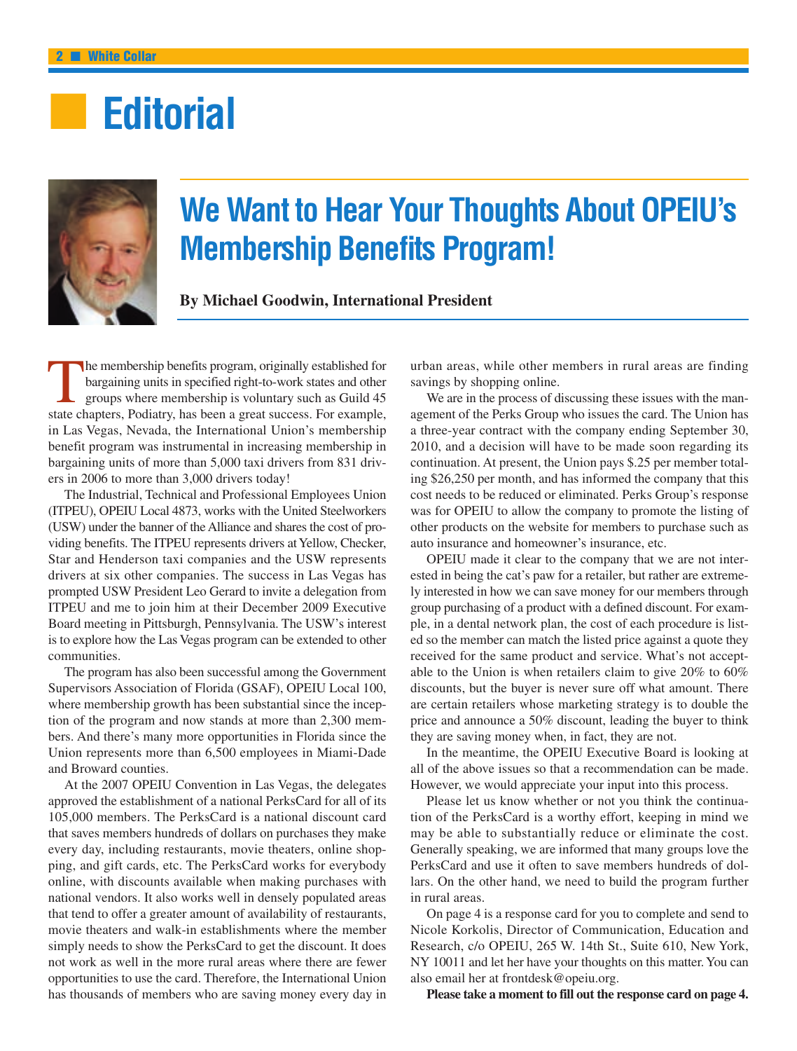# Editorial

## We Want to Hear Your Thoughts About OPEIU's Membership Benefits Program!

**By Michael Goodwin, International President**

The membership benefits program, originally established for bargaining units in specified right-to-work states and other groups where membership is voluntary such as Guild 45 state chapters, Podiatry, has been a great success. For example, in Las Vegas, Nevada, the International Union's membership benefit program was instrumental in increasing membership in bargaining units of more than 5,000 taxi drivers from 831 drivers in 2006 to more than 3,000 drivers today!

The Industrial, Technical and Professional Employees Union (ITPEU), OPEIU Local 4873, works with the United Steelworkers (USW) under the banner of the Alliance and shares the cost of providing benefits. The ITPEU represents drivers at Yellow, Checker, Star and Henderson taxi companies and the USW represents drivers at six other companies. The success in Las Vegas has prompted USW President Leo Gerard to invite a delegation from ITPEU and me to join him at their December 2009 Executive Board meeting in Pittsburgh, Pennsylvania. The USW's interest is to explore how the Las Vegas program can be extended to other communities.

The program has also been successful among the Government Supervisors Association of Florida (GSAF), OPEIU Local 100, where membership growth has been substantial since the inception of the program and now stands at more than 2,300 members. And there's many more opportunities in Florida since the Union represents more than 6,500 employees in Miami-Dade and Broward counties.

At the 2007 OPEIU Convention in Las Vegas, the delegates approved the establishment of a national PerksCard for all of its 105,000 members. The PerksCard is a national discount card that saves members hundreds of dollars on purchases they make every day, including restaurants, movie theaters, online shopping, and gift cards, etc. The PerksCard works for everybody online, with discounts available when making purchases with national vendors. It also works well in densely populated areas that tend to offer a greater amount of availability of restaurants, movie theaters and walk-in establishments where the member simply needs to show the PerksCard to get the discount. It does not work as well in the more rural areas where there are fewer opportunities to use the card. Therefore, the International Union has thousands of members who are saving money every day in urban areas, while other members in rural areas are finding savings by shopping online.

We are in the process of discussing these issues with the management of the Perks Group who issues the card. The Union has a three-year contract with the company ending September 30, 2010, and a decision will have to be made soon regarding its continuation. At present, the Union pays $.25 per member totaling $26,250 per month, and has informed the company that this cost needs to be reduced or eliminated. Perks Group's response was for OPEIU to allow the company to promote the listing of other products on the website for members to purchase such as auto insurance and homeowner's insurance, etc.

OPEIU made it clear to the company that we are not interested in being the cat's paw for a retailer, but rather are extremely interested in how we can save money for our members through group purchasing of a product with a defined discount. For example, in a dental network plan, the cost of each procedure is listed so the member can match the listed price against a quote they received for the same product and service. What's not acceptable to the Union is when retailers claim to give 20% to 60% discounts, but the buyer is never sure off what amount. There are certain retailers whose marketing strategy is to double the price and announce a 50% discount, leading the buyer to think they are saving money when, in fact, they are not.

In the meantime, the OPEIU Executive Board is looking at all of the above issues so that a recommendation can be made. However, we would appreciate your input into this process.

Please let us know whether or not you think the continuation of the PerksCard is a worthy effort, keeping in mind we may be able to substantially reduce or eliminate the cost. Generally speaking, we are informed that many groups love the PerksCard and use it often to save members hundreds of dollars. On the other hand, we need to build the program further in rural areas.

On page 4 is a response card for you to complete and send to Nicole Korkolis, Director of Communication, Education and Research, c/o OPEIU, 265 W. 14th St., Suite 610, New York, NY 10011 and let her have your thoughts on this matter. You can also email her at frontdesk@opeiu.org.

**Please take a moment to fill out the response card on page 4.**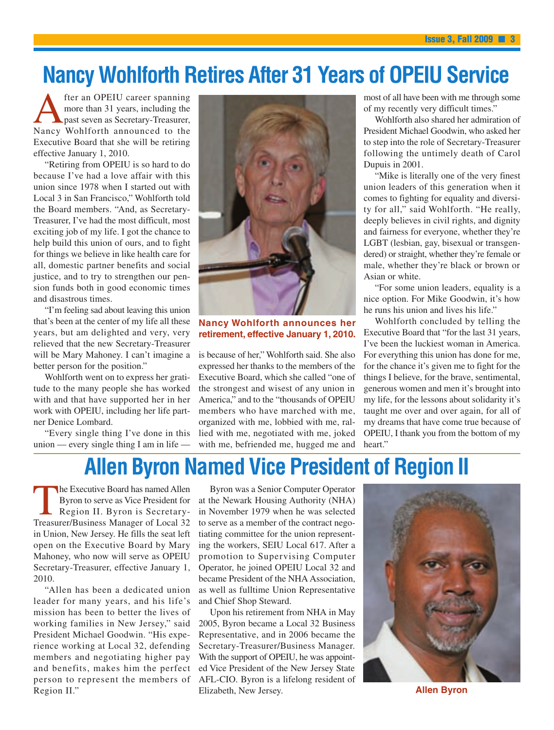# Nancy Wohlforth Retires After 31 Years of OPEIU Service

After an OPEIU career spanning more than 31 years, including the past seven as Secretary-Treasurer, Nancy Wohlforth announced to the Executive Board that she will be retiring effective January 1, 2010.

"Retiring from OPEIU is so hard to do because I've had a love affair with this union since 1978 when I started out with Local 3 in San Francisco," Wohlforth told the Board members. "And, as Secretary-Treasurer, I've had the most difficult, most exciting job of my life. I got the chance to help build this union of ours, and to fight for things we believe in like health care for all, domestic partner benefits and social justice, and to try to strengthen our pension funds both in good economic times and disastrous times.

"I'm feeling sad about leaving this union that's been at the center of my life all these years, but am delighted and very, very relieved that the new Secretary-Treasurer will be Mary Mahoney. I can't imagine a better person for the position."

Wohlforth went on to express her gratitude to the many people she has worked with and that have supported her in her work with OPEIU, including her life partner Denice Lombard.

"Every single thing I've done in this union — every single thing I am in life — is because of her," Wohlforth said. She also expressed her thanks to the members of the Executive Board, which she called "one of the strongest and wisest of any union in America," and to the "thousands of OPEIU members who have marched with me, organized with me, lobbied with me, rallied with me, negotiated with me, joked with me, befriended me, hugged me and most of all have been with me through some of my recently very difficult times."

**Nancy Wohlforth announces her retirement, effective January 1, 2010.**

Wohlforth also shared her admiration of President Michael Goodwin, who asked her to step into the role of Secretary-Treasurer following the untimely death of Carol Dupuis in 2001.

"Mike is literally one of the very finest union leaders of this generation when it comes to fighting for equality and diversity for all," said Wohlforth. "He really, deeply believes in civil rights, and dignity and fairness for everyone, whether they're LGBT (lesbian, gay, bisexual or transgendered) or straight, whether they're female or male, whether they're black or brown or Asian or white.

"For some union leaders, equality is a nice option. For Mike Goodwin, it's how he runs his union and lives his life."

Wohlforth concluded by telling the Executive Board that "for the last 31 years, I've been the luckiest woman in America. For everything this union has done for me, for the chance it's given me to fight for the things I believe, for the brave, sentimental, generous women and men it's brought into my life, for the lessons about solidarity it's taught me over and over again, for all of my dreams that have come true because of OPEIU, I thank you from the bottom of my heart."

# Allen Byron Named Vice President of Region II

The Executive Board has named Allen Byron to serve as Vice President for Region II. Byron is Secretary-Treasurer/Business Manager of Local 32 in Union, New Jersey. He fills the seat left open on the Executive Board by Mary Mahoney, who now will serve as OPEIU Secretary-Treasurer, effective January 1, 2010.

"Allen has been a dedicated union leader for many years, and his life's mission has been to better the lives of working families in New Jersey," said President Michael Goodwin. "His experience working at Local 32, defending members and negotiating higher pay and benefits, makes him the perfect person to represent the members of Region II."

Byron was a Senior Computer Operator at the Newark Housing Authority (NHA) in November 1979 when he was selected to serve as a member of the contract negotiating committee for the union representing the workers, SEIU Local 617. After a promotion to Supervising Computer Operator, he joined OPEIU Local 32 and became President of the NHA Association, as well as fulltime Union Representative and Chief Shop Steward.

Upon his retirement from NHA in May 2005, Byron became a Local 32 Business Representative, and in 2006 became the Secretary-Treasurer/Business Manager. With the support of OPEIU, he was appointed Vice President of the New Jersey State AFL-CIO. Byron is a lifelong resident of Elizabeth, New Jersey.

**Allen Byron**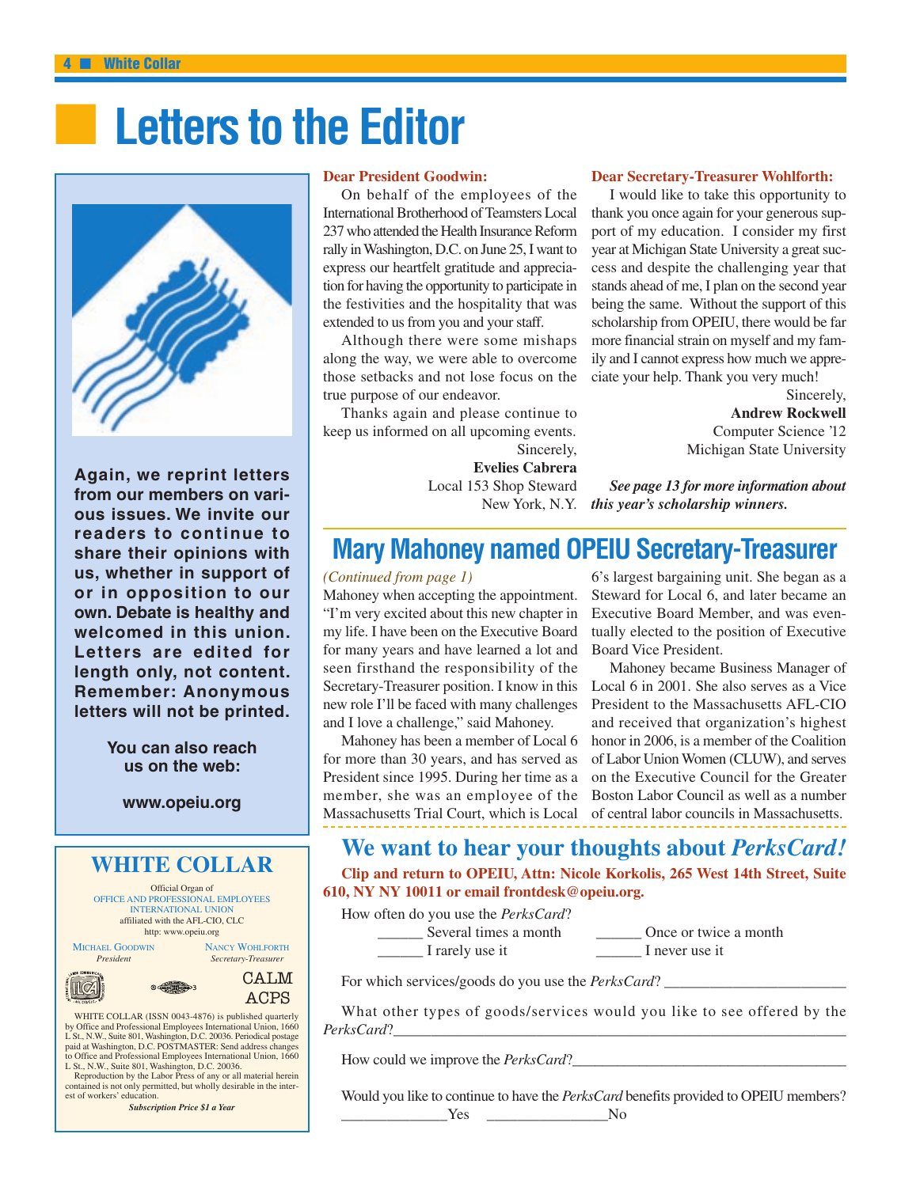# Letters to the Editor

Again, we reprint letters from our members on various issues. We invite our readers to continue to share their opinions with us, whether in support of or in opposition to our own. Debate is healthy and welcomed in this union. Letters are edited for length only, not content. Remember: Anonymous letters will not be printed.

You can also reach us on the web:

www.opeiu.org

**Dear President Goodwin:**

On behalf of the employees of the International Brotherhood of Teamsters Local 237 who attended the Health Insurance Reform rally in Washington, D.C. on June 25, I want to express our heartfelt gratitude and appreciation for having the opportunity to participate in the festivities and the hospitality that was extended to us from you and your staff.

Although there were some mishaps along the way, we were able to overcome those setbacks and not lose focus on the true purpose of our endeavor.

Thanks again and please continue to keep us informed on all upcoming events.

Sincerely,
**Evelies Cabrera**
Local 153 Shop Steward
New York, N.Y.

**Dear Secretary-Treasurer Wohlforth:**

I would like to take this opportunity to thank you once again for your generous support of my education. I consider my first year at Michigan State University a great success and despite the challenging year that stands ahead of me, I plan on the second year being the same. Without the support of this scholarship from OPEIU, there would be far more financial strain on myself and my family and I cannot express how much we appreciate your help. Thank you very much!

Sincerely,
**Andrew Rockwell**
Computer Science '12
Michigan State University

***See page 13 for more information about this year's scholarship winners.***

## Mary Mahoney named OPEIU Secretary-Treasurer

*(Continued from page 1)*

Mahoney when accepting the appointment. "I'm very excited about this new chapter in my life. I have been on the Executive Board for many years and have learned a lot and seen firsthand the responsibility of the Secretary-Treasurer position. I know in this new role I'll be faced with many challenges and I love a challenge," said Mahoney.

Mahoney has been a member of Local 6 for more than 30 years, and has served as President since 1995. During her time as a member, she was an employee of the Massachusetts Trial Court, which is Local 6's largest bargaining unit. She began as a Steward for Local 6, and later became an Executive Board Member, and was eventually elected to the position of Executive Board Vice President.

Mahoney became Business Manager of Local 6 in 2001. She also serves as a Vice President to the Massachusetts AFL-CIO and received that organization's highest honor in 2006, is a member of the Coalition of Labor Union Women (CLUW), and serves on the Executive Council for the Greater Boston Labor Council as well as a number of central labor councils in Massachusetts.

## We want to hear your thoughts about *PerksCard!*

**Clip and return to OPEIU, Attn: Nicole Korkolis, 265 West 14th Street, Suite 610, NY NY 10011 or email frontdesk@opeiu.org.**

How often do you use the *PerksCard*?

______ Several times a month ______ Once or twice a month
______ I rarely use it ______ I never use it

For which services/goods do you use the *PerksCard*? ________________________

What other types of goods/services would you like to see offered by the *PerksCard*?________________________________________________________

How could we improve the *PerksCard*?____________________________________

Would you like to continue to have the *PerksCard* benefits provided to OPEIU members?
______________Yes ________________No

## WHITE COLLAR

Official Organ of
OFFICE AND PROFESSIONAL EMPLOYEES INTERNATIONAL UNION
affiliated with the AFL-CIO, CLC
http: www.opeiu.org

Michael Goodwin, *President*
Nancy Wohlforth, *Secretary-Treasurer*

CALM
ACPS

WHITE COLLAR (ISSN 0043-4876) is published quarterly by Office and Professional Employees International Union, 1660 L St., N.W., Suite 801, Washington, D.C. 20036. Periodical postage paid at Washington, D.C. POSTMASTER: Send address changes to Office and Professional Employees International Union, 1660 L St., N.W., Suite 801, Washington, D.C. 20036.

Reproduction by the Labor Press of any or all material herein contained is not only permitted, but wholly desirable in the interest of workers' education.

***Subscription Price $1 a Year***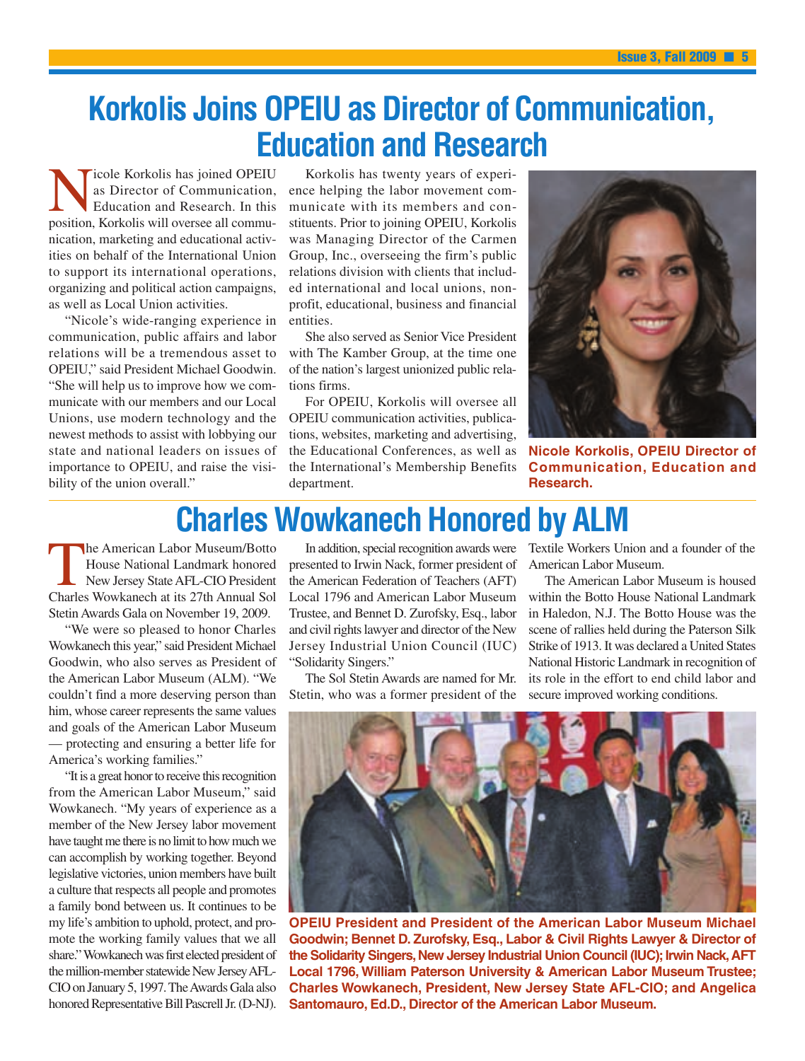# Korkolis Joins OPEIU as Director of Communication, Education and Research

Nicole Korkolis has joined OPEIU as Director of Communication, Education and Research. In this position, Korkolis will oversee all communication, marketing and educational activities on behalf of the International Union to support its international operations, organizing and political action campaigns, as well as Local Union activities.

"Nicole's wide-ranging experience in communication, public affairs and labor relations will be a tremendous asset to OPEIU," said President Michael Goodwin. "She will help us to improve how we communicate with our members and our Local Unions, use modern technology and the newest methods to assist with lobbying our state and national leaders on issues of importance to OPEIU, and raise the visibility of the union overall."

Korkolis has twenty years of experience helping the labor movement communicate with its members and constituents. Prior to joining OPEIU, Korkolis was Managing Director of the Carmen Group, Inc., overseeing the firm's public relations division with clients that included international and local unions, nonprofit, educational, business and financial entities.

She also served as Senior Vice President with The Kamber Group, at the time one of the nation's largest unionized public relations firms.

For OPEIU, Korkolis will oversee all OPEIU communication activities, publications, websites, marketing and advertising, the Educational Conferences, as well as the International's Membership Benefits department.

**Nicole Korkolis, OPEIU Director of Communication, Education and Research.**

# Charles Wowkanech Honored by ALM

The American Labor Museum/Botto House National Landmark honored New Jersey State AFL-CIO President Charles Wowkanech at its 27th Annual Sol Stetin Awards Gala on November 19, 2009.

"We were so pleased to honor Charles Wowkanech this year," said President Michael Goodwin, who also serves as President of the American Labor Museum (ALM). "We couldn't find a more deserving person than him, whose career represents the same values and goals of the American Labor Museum — protecting and ensuring a better life for America's working families."

"It is a great honor to receive this recognition from the American Labor Museum," said Wowkanech. "My years of experience as a member of the New Jersey labor movement have taught me there is no limit to how much we can accomplish by working together. Beyond legislative victories, union members have built a culture that respects all people and promotes a family bond between us. It continues to be my life's ambition to uphold, protect, and promote the working family values that we all share." Wowkanech was first elected president of the million-member statewide New Jersey AFL-CIO on January 5, 1997. The Awards Gala also honored Representative Bill Pascrell Jr. (D-NJ).

In addition, special recognition awards were presented to Irwin Nack, former president of the American Federation of Teachers (AFT) Local 1796 and American Labor Museum Trustee, and Bennet D. Zurofsky, Esq., labor and civil rights lawyer and director of the New Jersey Industrial Union Council (IUC) "Solidarity Singers."

The Sol Stetin Awards are named for Mr. Stetin, who was a former president of the Textile Workers Union and a founder of the American Labor Museum.

The American Labor Museum is housed within the Botto House National Landmark in Haledon, N.J. The Botto House was the scene of rallies held during the Paterson Silk Strike of 1913. It was declared a United States National Historic Landmark in recognition of its role in the effort to end child labor and secure improved working conditions.

**OPEIU President and President of the American Labor Museum Michael Goodwin; Bennet D. Zurofsky, Esq., Labor & Civil Rights Lawyer & Director of the Solidarity Singers, New Jersey Industrial Union Council (IUC); Irwin Nack, AFT Local 1796, William Paterson University & American Labor Museum Trustee; Charles Wowkanech, President, New Jersey State AFL-CIO; and Angelica Santomauro, Ed.D., Director of the American Labor Museum.**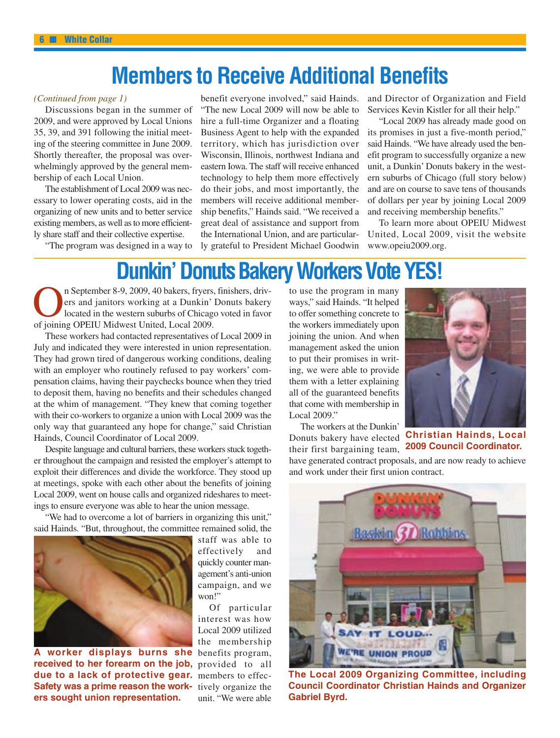# Members to Receive Additional Benefits

*(Continued from page 1)*

Discussions began in the summer of 2009, and were approved by Local Unions 35, 39, and 391 following the initial meeting of the steering committee in June 2009. Shortly thereafter, the proposal was overwhelmingly approved by the general membership of each Local Union.

The establishment of Local 2009 was necessary to lower operating costs, aid in the organizing of new units and to better service existing members, as well as to more efficiently share staff and their collective expertise.

"The program was designed in a way to benefit everyone involved," said Hainds. "The new Local 2009 will now be able to hire a full-time Organizer and a floating Business Agent to help with the expanded territory, which has jurisdiction over Wisconsin, Illinois, northwest Indiana and eastern Iowa. The staff will receive enhanced technology to help them more effectively do their jobs, and most importantly, the members will receive additional membership benefits," Hainds said. "We received a great deal of assistance and support from the International Union, and are particularly grateful to President Michael Goodwin and Director of Organization and Field Services Kevin Kistler for all their help."

"Local 2009 has already made good on its promises in just a five-month period," said Hainds. "We have already used the benefit program to successfully organize a new unit, a Dunkin' Donuts bakery in the western suburbs of Chicago (full story below) and are on course to save tens of thousands of dollars per year by joining Local 2009 and receiving membership benefits."

To learn more about OPEIU Midwest United, Local 2009, visit the website www.opeiu2009.org.

# Dunkin' Donuts Bakery Workers Vote YES!

On September 8-9, 2009, 40 bakers, fryers, finishers, drivers and janitors working at a Dunkin' Donuts bakery located in the western suburbs of Chicago voted in favor of joining OPEIU Midwest United, Local 2009.

These workers had contacted representatives of Local 2009 in July and indicated they were interested in union representation. They had grown tired of dangerous working conditions, dealing with an employer who routinely refused to pay workers' compensation claims, having their paychecks bounce when they tried to deposit them, having no benefits and their schedules changed at the whim of management. "They knew that coming together with their co-workers to organize a union with Local 2009 was the only way that guaranteed any hope for change," said Christian Hainds, Council Coordinator of Local 2009.

Despite language and cultural barriers, these workers stuck together throughout the campaign and resisted the employer's attempt to exploit their differences and divide the workforce. They stood up at meetings, spoke with each other about the benefits of joining Local 2009, went on house calls and organized rideshares to meetings to ensure everyone was able to hear the union message.

"We had to overcome a lot of barriers in organizing this unit," said Hainds. "But, throughout, the committee remained solid, the staff was able to effectively and quickly counter management's anti-union campaign, and we won!"

**A worker displays burns she received to her forearm on the job, due to a lack of protective gear. Safety was a prime reason the workers sought union representation.**

Of particular interest was how Local 2009 utilized the membership benefits program, provided to all members to effectively organize the unit. "We were able to use the program in many ways," said Hainds. "It helped to offer something concrete to the workers immediately upon joining the union. And when management asked the union to put their promises in writing, we were able to provide them with a letter explaining all of the guaranteed benefits that come with membership in Local 2009."

**Christian Hainds, Local 2009 Council Coordinator.**

The workers at the Dunkin' Donuts bakery have elected their first bargaining team, have generated contract proposals, and are now ready to achieve and work under their first union contract.

**The Local 2009 Organizing Committee, including Council Coordinator Christian Hainds and Organizer Gabriel Byrd.**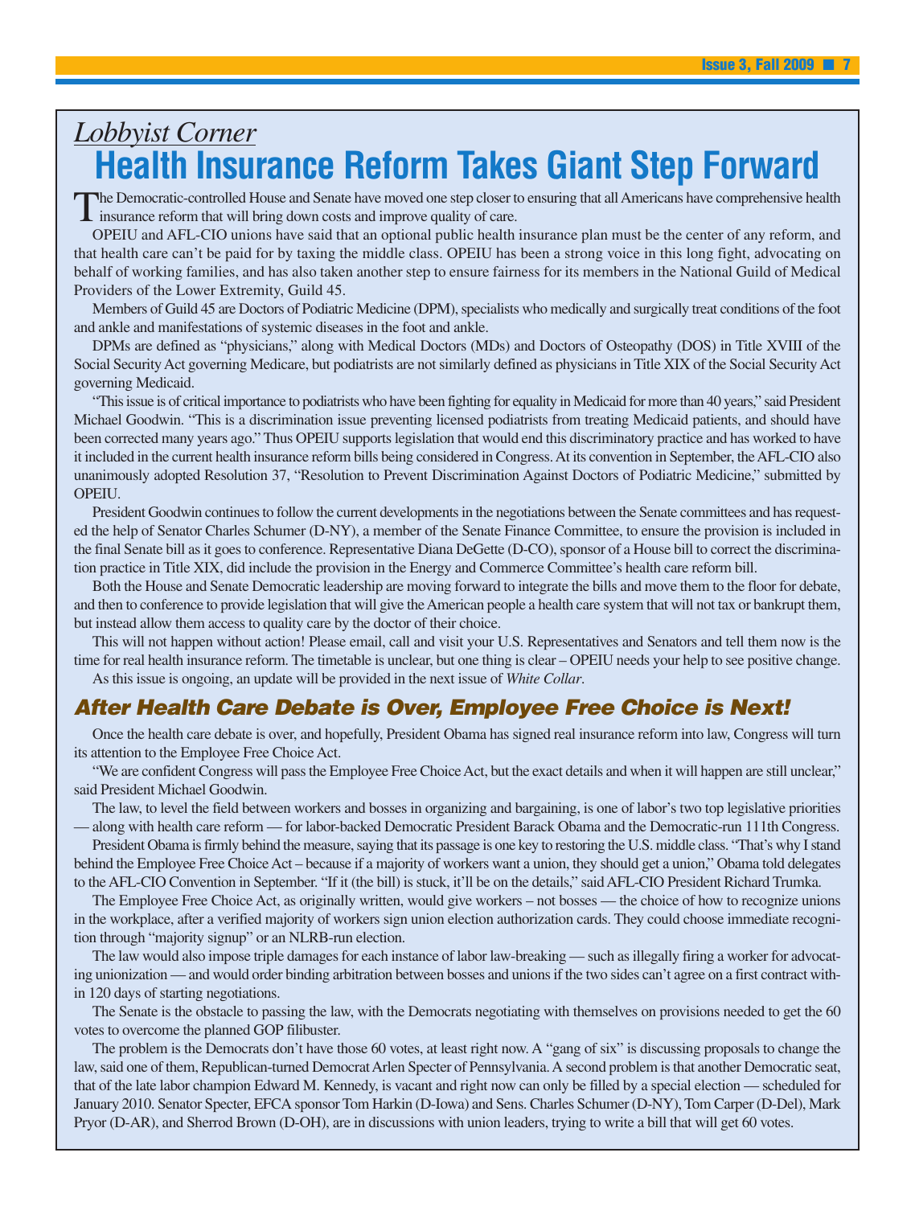*Lobbyist Corner*

# Health Insurance Reform Takes Giant Step Forward

The Democratic-controlled House and Senate have moved one step closer to ensuring that all Americans have comprehensive health insurance reform that will bring down costs and improve quality of care.

OPEIU and AFL-CIO unions have said that an optional public health insurance plan must be the center of any reform, and that health care can't be paid for by taxing the middle class. OPEIU has been a strong voice in this long fight, advocating on behalf of working families, and has also taken another step to ensure fairness for its members in the National Guild of Medical Providers of the Lower Extremity, Guild 45.

Members of Guild 45 are Doctors of Podiatric Medicine (DPM), specialists who medically and surgically treat conditions of the foot and ankle and manifestations of systemic diseases in the foot and ankle.

DPMs are defined as "physicians," along with Medical Doctors (MDs) and Doctors of Osteopathy (DOS) in Title XVIII of the Social Security Act governing Medicare, but podiatrists are not similarly defined as physicians in Title XIX of the Social Security Act governing Medicaid.

"This issue is of critical importance to podiatrists who have been fighting for equality in Medicaid for more than 40 years," said President Michael Goodwin. "This is a discrimination issue preventing licensed podiatrists from treating Medicaid patients, and should have been corrected many years ago." Thus OPEIU supports legislation that would end this discriminatory practice and has worked to have it included in the current health insurance reform bills being considered in Congress. At its convention in September, the AFL-CIO also unanimously adopted Resolution 37, "Resolution to Prevent Discrimination Against Doctors of Podiatric Medicine," submitted by OPEIU.

President Goodwin continues to follow the current developments in the negotiations between the Senate committees and has requested the help of Senator Charles Schumer (D-NY), a member of the Senate Finance Committee, to ensure the provision is included in the final Senate bill as it goes to conference. Representative Diana DeGette (D-CO), sponsor of a House bill to correct the discrimination practice in Title XIX, did include the provision in the Energy and Commerce Committee's health care reform bill.

Both the House and Senate Democratic leadership are moving forward to integrate the bills and move them to the floor for debate, and then to conference to provide legislation that will give the American people a health care system that will not tax or bankrupt them, but instead allow them access to quality care by the doctor of their choice.

This will not happen without action! Please email, call and visit your U.S. Representatives and Senators and tell them now is the time for real health insurance reform. The timetable is unclear, but one thing is clear – OPEIU needs your help to see positive change.

As this issue is ongoing, an update will be provided in the next issue of *White Collar*.

## *After Health Care Debate is Over, Employee Free Choice is Next!*

Once the health care debate is over, and hopefully, President Obama has signed real insurance reform into law, Congress will turn its attention to the Employee Free Choice Act.

"We are confident Congress will pass the Employee Free Choice Act, but the exact details and when it will happen are still unclear," said President Michael Goodwin.

The law, to level the field between workers and bosses in organizing and bargaining, is one of labor's two top legislative priorities — along with health care reform — for labor-backed Democratic President Barack Obama and the Democratic-run 111th Congress.

President Obama is firmly behind the measure, saying that its passage is one key to restoring the U.S. middle class. "That's why I stand behind the Employee Free Choice Act – because if a majority of workers want a union, they should get a union," Obama told delegates to the AFL-CIO Convention in September. "If it (the bill) is stuck, it'll be on the details," said AFL-CIO President Richard Trumka.

The Employee Free Choice Act, as originally written, would give workers – not bosses — the choice of how to recognize unions in the workplace, after a verified majority of workers sign union election authorization cards. They could choose immediate recognition through "majority signup" or an NLRB-run election.

The law would also impose triple damages for each instance of labor law-breaking — such as illegally firing a worker for advocating unionization — and would order binding arbitration between bosses and unions if the two sides can't agree on a first contract within 120 days of starting negotiations.

The Senate is the obstacle to passing the law, with the Democrats negotiating with themselves on provisions needed to get the 60 votes to overcome the planned GOP filibuster.

The problem is the Democrats don't have those 60 votes, at least right now. A "gang of six" is discussing proposals to change the law, said one of them, Republican-turned Democrat Arlen Specter of Pennsylvania. A second problem is that another Democratic seat, that of the late labor champion Edward M. Kennedy, is vacant and right now can only be filled by a special election — scheduled for January 2010. Senator Specter, EFCA sponsor Tom Harkin (D-Iowa) and Sens. Charles Schumer (D-NY), Tom Carper (D-Del), Mark Pryor (D-AR), and Sherrod Brown (D-OH), are in discussions with union leaders, trying to write a bill that will get 60 votes.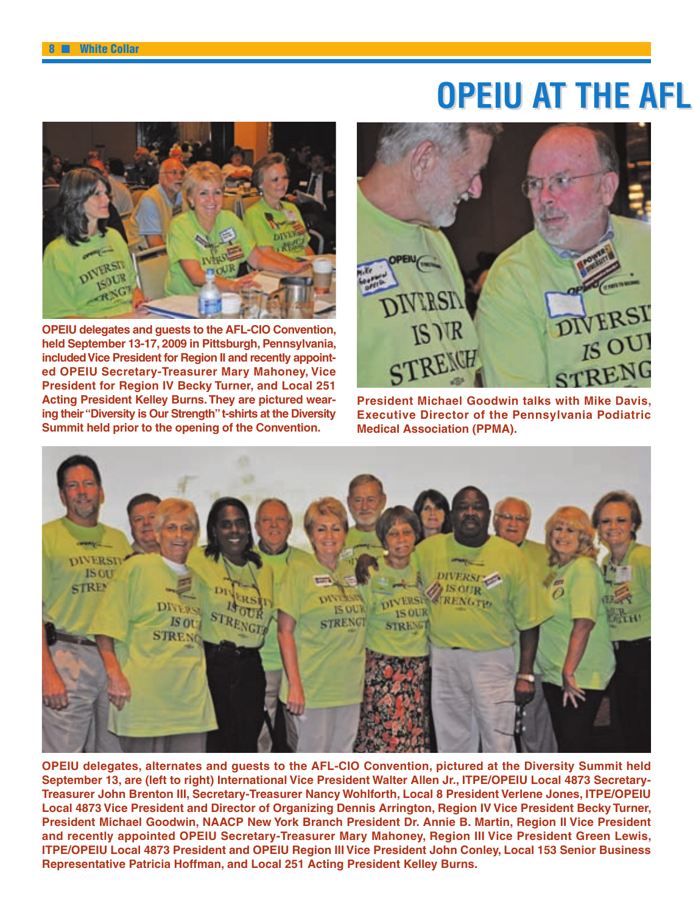# OPEIU AT THE AFL

OPEIU delegates and guests to the AFL-CIO Convention, held September 13-17, 2009 in Pittsburgh, Pennsylvania, included Vice President for Region II and recently appointed OPEIU Secretary-Treasurer Mary Mahoney, Vice President for Region IV Becky Turner, and Local 251 Acting President Kelley Burns. They are pictured wearing their "Diversity is Our Strength" t-shirts at the Diversity Summit held prior to the opening of the Convention.

President Michael Goodwin talks with Mike Davis, Executive Director of the Pennsylvania Podiatric Medical Association (PPMA).

OPEIU delegates, alternates and guests to the AFL-CIO Convention, pictured at the Diversity Summit held September 13, are (left to right) International Vice President Walter Allen Jr., ITPE/OPEIU Local 4873 Secretary-Treasurer John Brenton III, Secretary-Treasurer Nancy Wohlforth, Local 8 President Verlene Jones, ITPE/OPEIU Local 4873 Vice President and Director of Organizing Dennis Arrington, Region IV Vice President Becky Turner, President Michael Goodwin, NAACP New York Branch President Dr. Annie B. Martin, Region II Vice President and recently appointed OPEIU Secretary-Treasurer Mary Mahoney, Region III Vice President Green Lewis, ITPE/OPEIU Local 4873 President and OPEIU Region III Vice President John Conley, Local 153 Senior Business Representative Patricia Hoffman, and Local 251 Acting President Kelley Burns.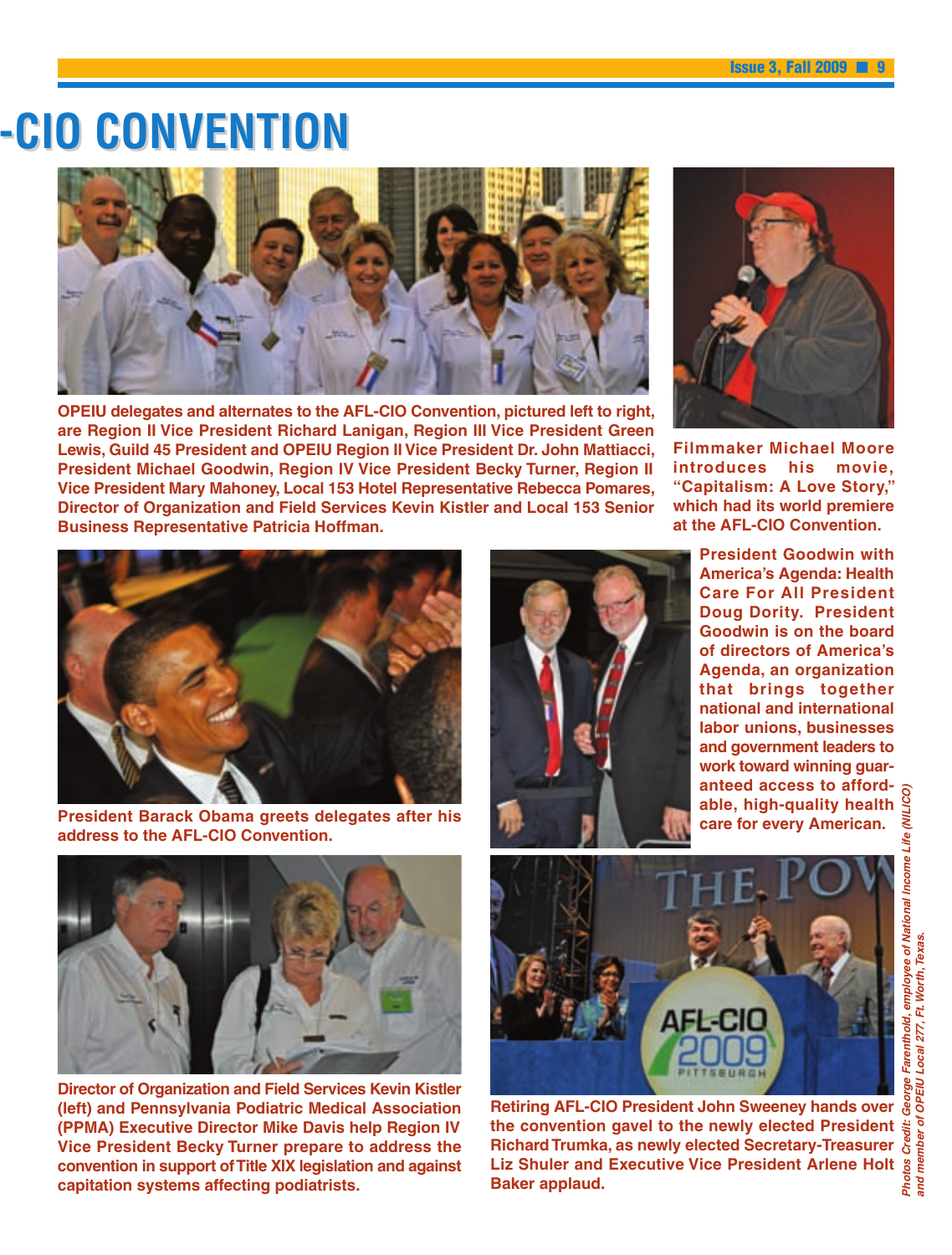# -CIO CONVENTION

OPEIU delegates and alternates to the AFL-CIO Convention, pictured left to right, are Region II Vice President Richard Lanigan, Region III Vice President Green Lewis, Guild 45 President and OPEIU Region II Vice President Dr. John Mattiacci, President Michael Goodwin, Region IV Vice President Becky Turner, Region II Vice President Mary Mahoney, Local 153 Hotel Representative Rebecca Pomares, Director of Organization and Field Services Kevin Kistler and Local 153 Senior Business Representative Patricia Hoffman.

Filmmaker Michael Moore introduces his movie, "Capitalism: A Love Story," which had its world premiere at the AFL-CIO Convention.

President Barack Obama greets delegates after his address to the AFL-CIO Convention.

President Goodwin with America's Agenda: Health Care For All President Doug Dority. President Goodwin is on the board of directors of America's Agenda, an organization that brings together national and international labor unions, businesses and government leaders to work toward winning guaranteed access to affordable, high-quality health care for every American.

Director of Organization and Field Services Kevin Kistler (left) and Pennsylvania Podiatric Medical Association (PPMA) Executive Director Mike Davis help Region IV Vice President Becky Turner prepare to address the convention in support of Title XIX legislation and against capitation systems affecting podiatrists.

Retiring AFL-CIO President John Sweeney hands over the convention gavel to the newly elected President Richard Trumka, as newly elected Secretary-Treasurer Liz Shuler and Executive Vice President Arlene Holt Baker applaud.

*Photos Credit: George Farenthold, employee of National Income Life (NILICO) and member of OPEIU Local 277, Ft. Worth, Texas.*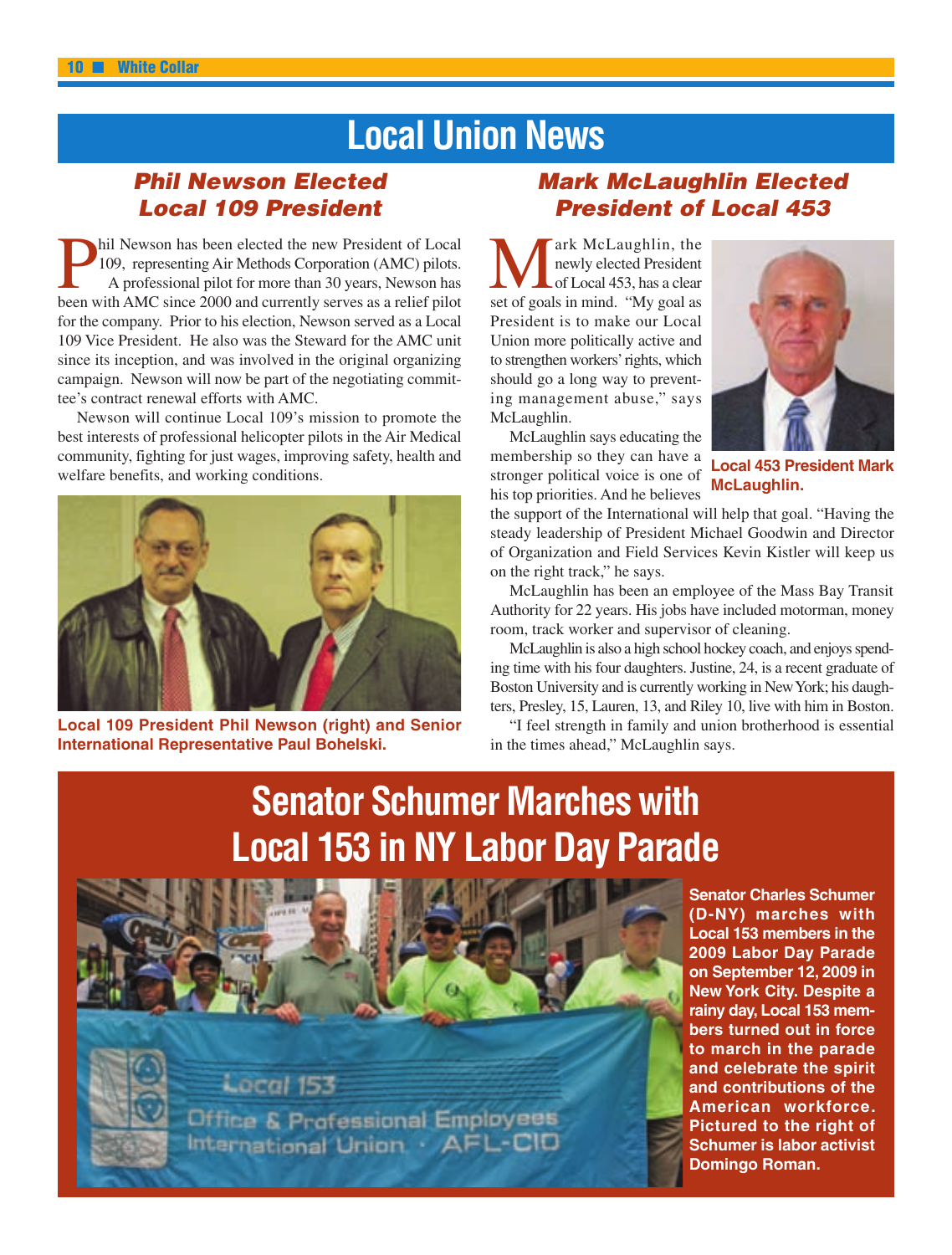# Local Union News

## Phil Newson Elected Local 109 President

Phil Newson has been elected the new President of Local 109, representing Air Methods Corporation (AMC) pilots. A professional pilot for more than 30 years, Newson has been with AMC since 2000 and currently serves as a relief pilot for the company. Prior to his election, Newson served as a Local 109 Vice President. He also was the Steward for the AMC unit since its inception, and was involved in the original organizing campaign. Newson will now be part of the negotiating committee's contract renewal efforts with AMC.

Newson will continue Local 109's mission to promote the best interests of professional helicopter pilots in the Air Medical community, fighting for just wages, improving safety, health and welfare benefits, and working conditions.

Local 109 President Phil Newson (right) and Senior International Representative Paul Bohelski.

## Mark McLaughlin Elected President of Local 453

Mark McLaughlin, the newly elected President of Local 453, has a clear set of goals in mind. "My goal as President is to make our Local Union more politically active and to strengthen workers' rights, which should go a long way to preventing management abuse," says McLaughlin.

McLaughlin says educating the membership so they can have a stronger political voice is one of his top priorities. And he believes the support of the International will help that goal. "Having the steady leadership of President Michael Goodwin and Director of Organization and Field Services Kevin Kistler will keep us on the right track," he says.

McLaughlin has been an employee of the Mass Bay Transit Authority for 22 years. His jobs have included motorman, money room, track worker and supervisor of cleaning.

McLaughlin is also a high school hockey coach, and enjoys spending time with his four daughters. Justine, 24, is a recent graduate of Boston University and is currently working in New York; his daughters, Presley, 15, Lauren, 13, and Riley 10, live with him in Boston.

"I feel strength in family and union brotherhood is essential in the times ahead," McLaughlin says.

Local 453 President Mark McLaughlin.

# Senator Schumer Marches with Local 153 in NY Labor Day Parade

Senator Charles Schumer (D-NY) marches with Local 153 members in the 2009 Labor Day Parade on September 12, 2009 in New York City. Despite a rainy day, Local 153 members turned out in force to march in the parade and celebrate the spirit and contributions of the American workforce. Pictured to the right of Schumer is labor activist Domingo Roman.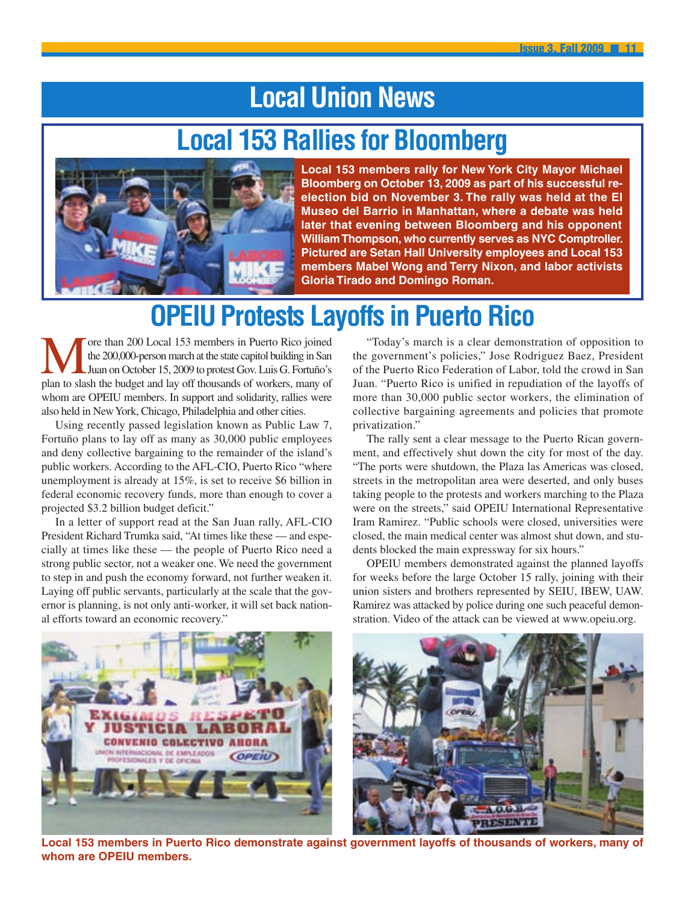# Local Union News

## Local 153 Rallies for Bloomberg

**Local 153 members rally for New York City Mayor Michael Bloomberg on October 13, 2009 as part of his successful re-election bid on November 3. The rally was held at the El Museo del Barrio in Manhattan, where a debate was held later that evening between Bloomberg and his opponent William Thompson, who currently serves as NYC Comptroller. Pictured are Setan Hall University employees and Local 153 members Mabel Wong and Terry Nixon, and labor activists Gloria Tirado and Domingo Roman.**

## OPEIU Protests Layoffs in Puerto Rico

More than 200 Local 153 members in Puerto Rico joined the 200,000-person march at the state capitol building in San Juan on October 15, 2009 to protest Gov. Luis G. Fortuño's plan to slash the budget and lay off thousands of workers, many of whom are OPEIU members. In support and solidarity, rallies were also held in New York, Chicago, Philadelphia and other cities.

Using recently passed legislation known as Public Law 7, Fortuño plans to lay off as many as 30,000 public employees and deny collective bargaining to the remainder of the island's public workers. According to the AFL-CIO, Puerto Rico "where unemployment is already at 15%, is set to receive $6 billion in federal economic recovery funds, more than enough to cover a projected $3.2 billion budget deficit."

In a letter of support read at the San Juan rally, AFL-CIO President Richard Trumka said, "At times like these — and especially at times like these — the people of Puerto Rico need a strong public sector, not a weaker one. We need the government to step in and push the economy forward, not further weaken it. Laying off public servants, particularly at the scale that the governor is planning, is not only anti-worker, it will set back national efforts toward an economic recovery."

"Today's march is a clear demonstration of opposition to the government's policies," Jose Rodriguez Baez, President of the Puerto Rico Federation of Labor, told the crowd in San Juan. "Puerto Rico is unified in repudiation of the layoffs of more than 30,000 public sector workers, the elimination of collective bargaining agreements and policies that promote privatization."

The rally sent a clear message to the Puerto Rican government, and effectively shut down the city for most of the day. "The ports were shutdown, the Plaza las Americas was closed, streets in the metropolitan area were deserted, and only buses taking people to the protests and workers marching to the Plaza were on the streets," said OPEIU International Representative Iram Ramirez. "Public schools were closed, universities were closed, the main medical center was almost shut down, and students blocked the main expressway for six hours."

OPEIU members demonstrated against the planned layoffs for weeks before the large October 15 rally, joining with their union sisters and brothers represented by SEIU, IBEW, UAW. Ramirez was attacked by police during one such peaceful demonstration. Video of the attack can be viewed at www.opeiu.org.

**Local 153 members in Puerto Rico demonstrate against government layoffs of thousands of workers, many of whom are OPEIU members.**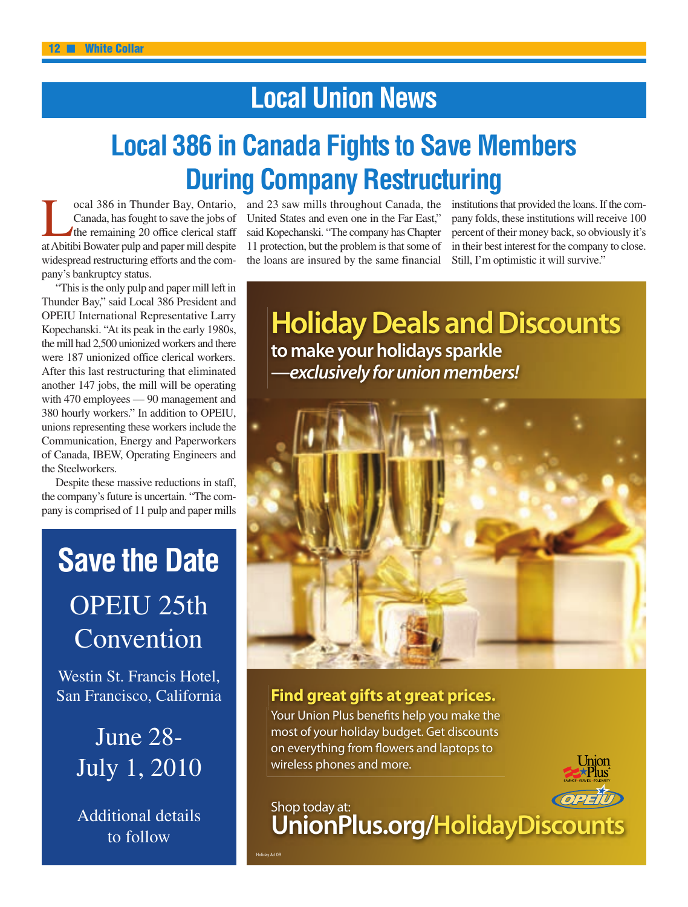# Local Union News

## Local 386 in Canada Fights to Save Members During Company Restructuring

Local 386 in Thunder Bay, Ontario, Canada, has fought to save the jobs of the remaining 20 office clerical staff at Abitibi Bowater pulp and paper mill despite widespread restructuring efforts and the company's bankruptcy status.

"This is the only pulp and paper mill left in Thunder Bay," said Local 386 President and OPEIU International Representative Larry Kopechanski. "At its peak in the early 1980s, the mill had 2,500 unionized workers and there were 187 unionized office clerical workers. After this last restructuring that eliminated another 147 jobs, the mill will be operating with 470 employees — 90 management and 380 hourly workers." In addition to OPEIU, unions representing these workers include the Communication, Energy and Paperworkers of Canada, IBEW, Operating Engineers and the Steelworkers.

Despite these massive reductions in staff, the company's future is uncertain. "The company is comprised of 11 pulp and paper mills and 23 saw mills throughout Canada, the United States and even one in the Far East," said Kopechanski. "The company has Chapter 11 protection, but the problem is that some of the loans are insured by the same financial institutions that provided the loans. If the company folds, these institutions will receive 100 percent of their money back, so obviously it's in their best interest for the company to close. Still, I'm optimistic it will survive."

## Save the Date

OPEIU 25th Convention

Westin St. Francis Hotel, San Francisco, California

June 28-July 1, 2010

Additional details to follow

## Holiday Deals and Discounts

to make your holidays sparkle
—*exclusively for union members!*

**Find great gifts at great prices.**

Your Union Plus benefits help you make the most of your holiday budget. Get discounts on everything from flowers and laptops to wireless phones and more.

Shop today at:
**UnionPlus.org/HolidayDiscounts**

Union Plus — OPEIU

Holiday Ad 09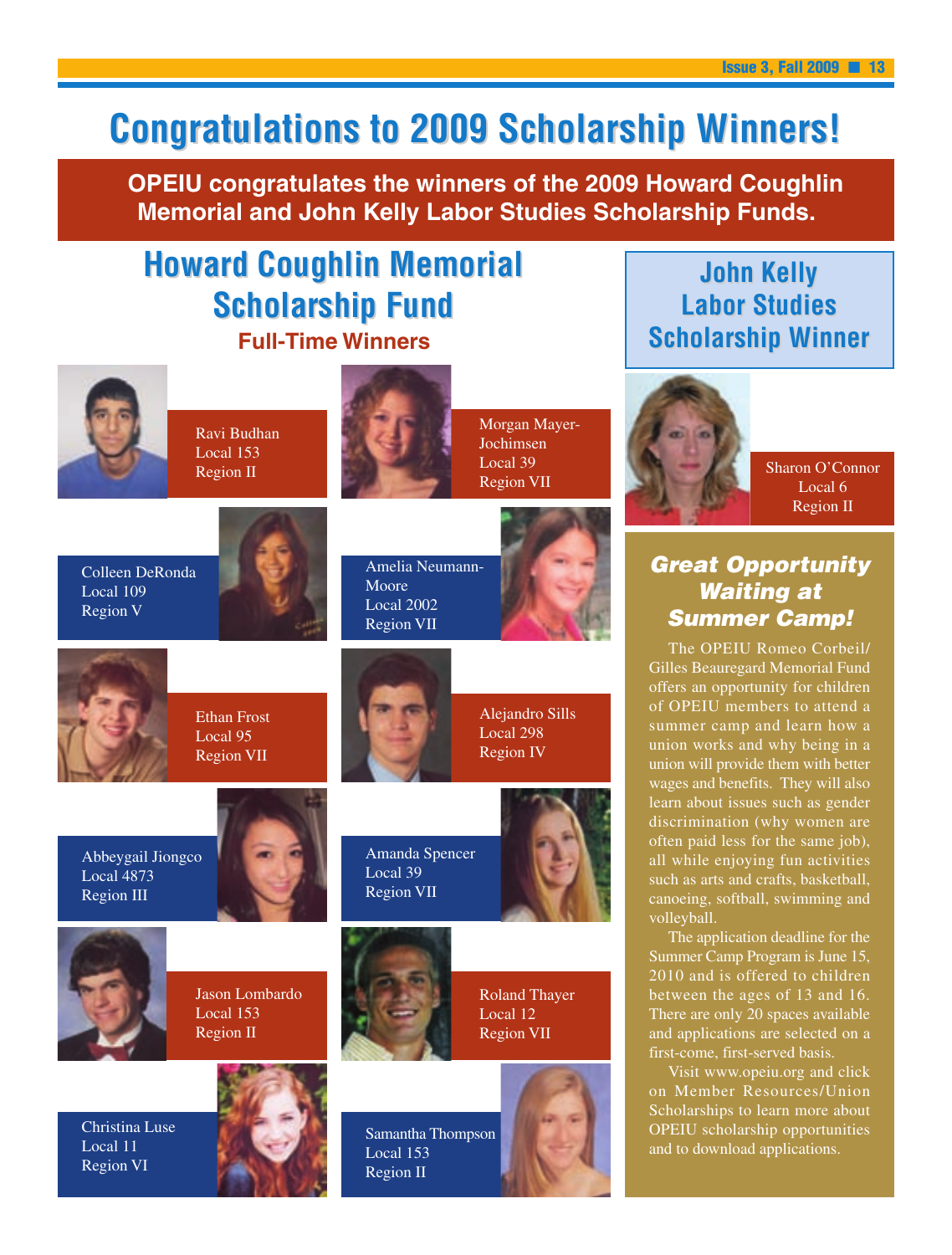# Congratulations to 2009 Scholarship Winners!

**OPEIU congratulates the winners of the 2009 Howard Coughlin Memorial and John Kelly Labor Studies Scholarship Funds.**

## Howard Coughlin Memorial Scholarship Fund

### Full-Time Winners

Ravi Budhan
Local 153
Region II

Morgan Mayer-Jochimsen
Local 39
Region VII

Colleen DeRonda
Local 109
Region V

Amelia Neumann-Moore
Local 2002
Region VII

Ethan Frost
Local 95
Region VII

Alejandro Sills
Local 298
Region IV

Abbeygail Jiongco
Local 4873
Region III

Amanda Spencer
Local 39
Region VII

Jason Lombardo
Local 153
Region II

Roland Thayer
Local 12
Region VII

Christina Luse
Local 11
Region VI

Samantha Thompson
Local 153
Region II

## John Kelly Labor Studies Scholarship Winner

Sharon O'Connor
Local 6
Region II

### *Great Opportunity Waiting at Summer Camp!*

The OPEIU Romeo Corbeil/Gilles Beauregard Memorial Fund offers an opportunity for children of OPEIU members to attend a summer camp and learn how a union works and why being in a union will provide them with better wages and benefits. They will also learn about issues such as gender discrimination (why women are often paid less for the same job), all while enjoying fun activities such as arts and crafts, basketball, canoeing, softball, swimming and volleyball.

The application deadline for the Summer Camp Program is June 15, 2010 and is offered to children between the ages of 13 and 16. There are only 20 spaces available and applications are selected on a first-come, first-served basis.

Visit www.opeiu.org and click on Member Resources/Union Scholarships to learn more about OPEIU scholarship opportunities and to download applications.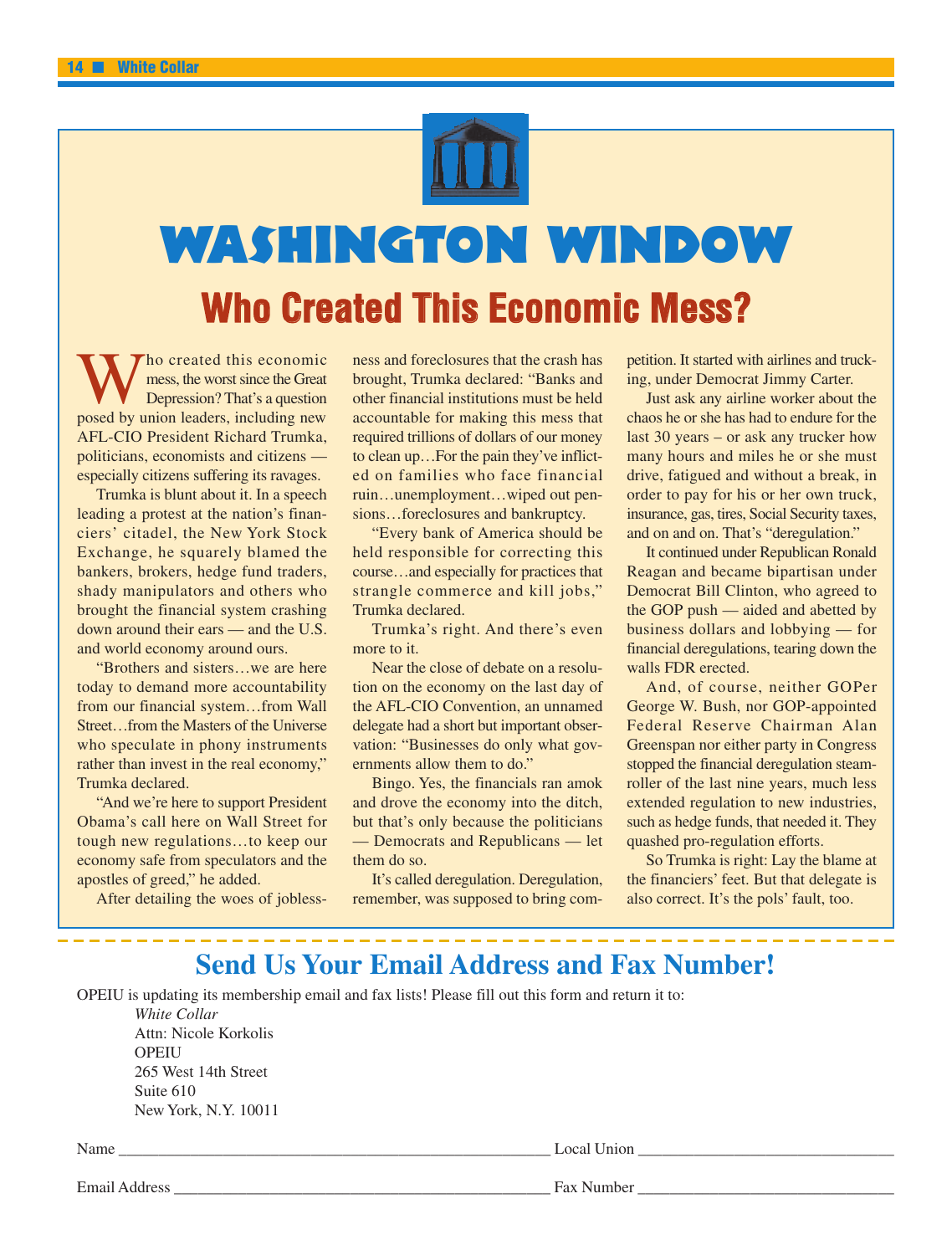# WASHINGTON WINDOW

## Who Created This Economic Mess?

Who created this economic mess, the worst since the Great Depression? That's a question posed by union leaders, including new AFL-CIO President Richard Trumka, politicians, economists and citizens — especially citizens suffering its ravages.

Trumka is blunt about it. In a speech leading a protest at the nation's financiers' citadel, the New York Stock Exchange, he squarely blamed the bankers, brokers, hedge fund traders, shady manipulators and others who brought the financial system crashing down around their ears — and the U.S. and world economy around ours.

"Brothers and sisters…we are here today to demand more accountability from our financial system…from Wall Street…from the Masters of the Universe who speculate in phony instruments rather than invest in the real economy," Trumka declared.

"And we're here to support President Obama's call here on Wall Street for tough new regulations…to keep our economy safe from speculators and the apostles of greed," he added.

After detailing the woes of joblessness and foreclosures that the crash has brought, Trumka declared: "Banks and other financial institutions must be held accountable for making this mess that required trillions of dollars of our money to clean up…For the pain they've inflicted on families who face financial ruin…unemployment…wiped out pensions…foreclosures and bankruptcy.

"Every bank of America should be held responsible for correcting this course…and especially for practices that strangle commerce and kill jobs," Trumka declared.

Trumka's right. And there's even more to it.

Near the close of debate on a resolution on the economy on the last day of the AFL-CIO Convention, an unnamed delegate had a short but important observation: "Businesses do only what governments allow them to do."

Bingo. Yes, the financials ran amok and drove the economy into the ditch, but that's only because the politicians — Democrats and Republicans — let them do so.

It's called deregulation. Deregulation, remember, was supposed to bring competition. It started with airlines and trucking, under Democrat Jimmy Carter.

Just ask any airline worker about the chaos he or she has had to endure for the last 30 years – or ask any trucker how many hours and miles he or she must drive, fatigued and without a break, in order to pay for his or her own truck, insurance, gas, tires, Social Security taxes, and on and on. That's "deregulation."

It continued under Republican Ronald Reagan and became bipartisan under Democrat Bill Clinton, who agreed to the GOP push — aided and abetted by business dollars and lobbying — for financial deregulations, tearing down the walls FDR erected.

And, of course, neither GOPer George W. Bush, nor GOP-appointed Federal Reserve Chairman Alan Greenspan nor either party in Congress stopped the financial deregulation steamroller of the last nine years, much less extended regulation to new industries, such as hedge funds, that needed it. They quashed pro-regulation efforts.

So Trumka is right: Lay the blame at the financiers' feet. But that delegate is also correct. It's the pols' fault, too.

---

## Send Us Your Email Address and Fax Number!

OPEIU is updating its membership email and fax lists! Please fill out this form and return it to:

*White Collar*
Attn: Nicole Korkolis
OPEIU
265 West 14th Street
Suite 610
New York, N.Y. 10011

Name ______________________________ Local Union ______________________________

Email Address ______________________________ Fax Number ______________________________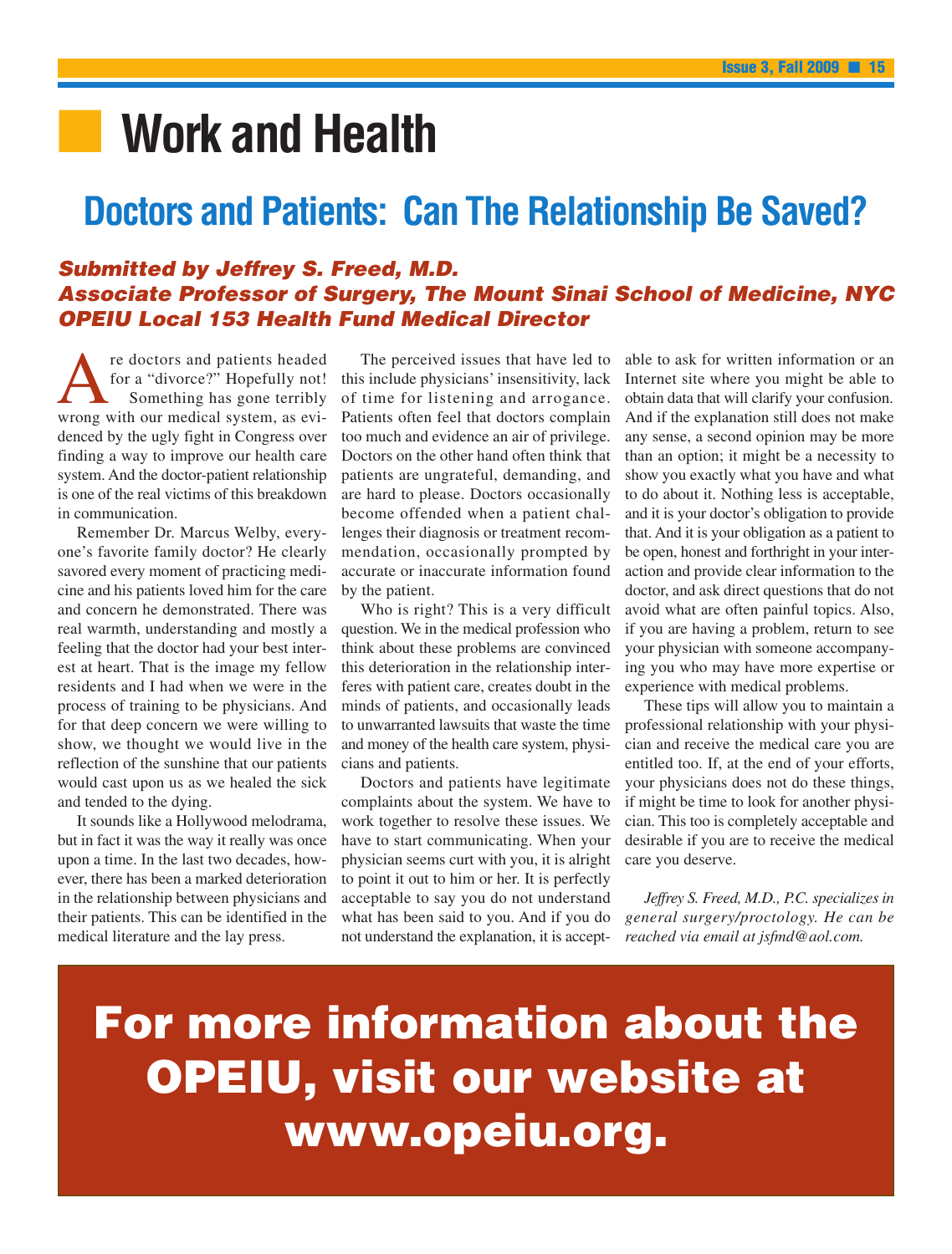# Work and Health

## Doctors and Patients: Can The Relationship Be Saved?

***Submitted by Jeffrey S. Freed, M.D.***
***Associate Professor of Surgery, The Mount Sinai School of Medicine, NYC***
***OPEIU Local 153 Health Fund Medical Director***

Are doctors and patients headed for a "divorce?" Hopefully not! Something has gone terribly wrong with our medical system, as evidenced by the ugly fight in Congress over finding a way to improve our health care system. And the doctor-patient relationship is one of the real victims of this breakdown in communication.

Remember Dr. Marcus Welby, everyone's favorite family doctor? He clearly savored every moment of practicing medicine and his patients loved him for the care and concern he demonstrated. There was real warmth, understanding and mostly a feeling that the doctor had your best interest at heart. That is the image my fellow residents and I had when we were in the process of training to be physicians. And for that deep concern we were willing to show, we thought we would live in the reflection of the sunshine that our patients would cast upon us as we healed the sick and tended to the dying.

It sounds like a Hollywood melodrama, but in fact it was the way it really was once upon a time. In the last two decades, however, there has been a marked deterioration in the relationship between physicians and their patients. This can be identified in the medical literature and the lay press.

The perceived issues that have led to this include physicians' insensitivity, lack of time for listening and arrogance. Patients often feel that doctors complain too much and evidence an air of privilege. Doctors on the other hand often think that patients are ungrateful, demanding, and are hard to please. Doctors occasionally become offended when a patient challenges their diagnosis or treatment recommendation, occasionally prompted by accurate or inaccurate information found by the patient.

Who is right? This is a very difficult question. We in the medical profession who think about these problems are convinced this deterioration in the relationship interferes with patient care, creates doubt in the minds of patients, and occasionally leads to unwarranted lawsuits that waste the time and money of the health care system, physicians and patients.

Doctors and patients have legitimate complaints about the system. We have to work together to resolve these issues. We have to start communicating. When your physician seems curt with you, it is alright to point it out to him or her. It is perfectly acceptable to say you do not understand what has been said to you. And if you do not understand the explanation, it is acceptable to ask for written information or an Internet site where you might be able to obtain data that will clarify your confusion. And if the explanation still does not make any sense, a second opinion may be more than an option; it might be a necessity to show you exactly what you have and what to do about it. Nothing less is acceptable, and it is your doctor's obligation to provide that. And it is your obligation as a patient to be open, honest and forthright in your interaction and provide clear information to the doctor, and ask direct questions that do not avoid what are often painful topics. Also, if you are having a problem, return to see your physician with someone accompanying you who may have more expertise or experience with medical problems.

These tips will allow you to maintain a professional relationship with your physician and receive the medical care you are entitled too. If, at the end of your efforts, your physicians does not do these things, if might be time to look for another physician. This too is completely acceptable and desirable if you are to receive the medical care you deserve.

*Jeffrey S. Freed, M.D., P.C. specializes in general surgery/proctology. He can be reached via email at jsfmd@aol.com.*

**For more information about the OPEIU, visit our website at www.opeiu.org.**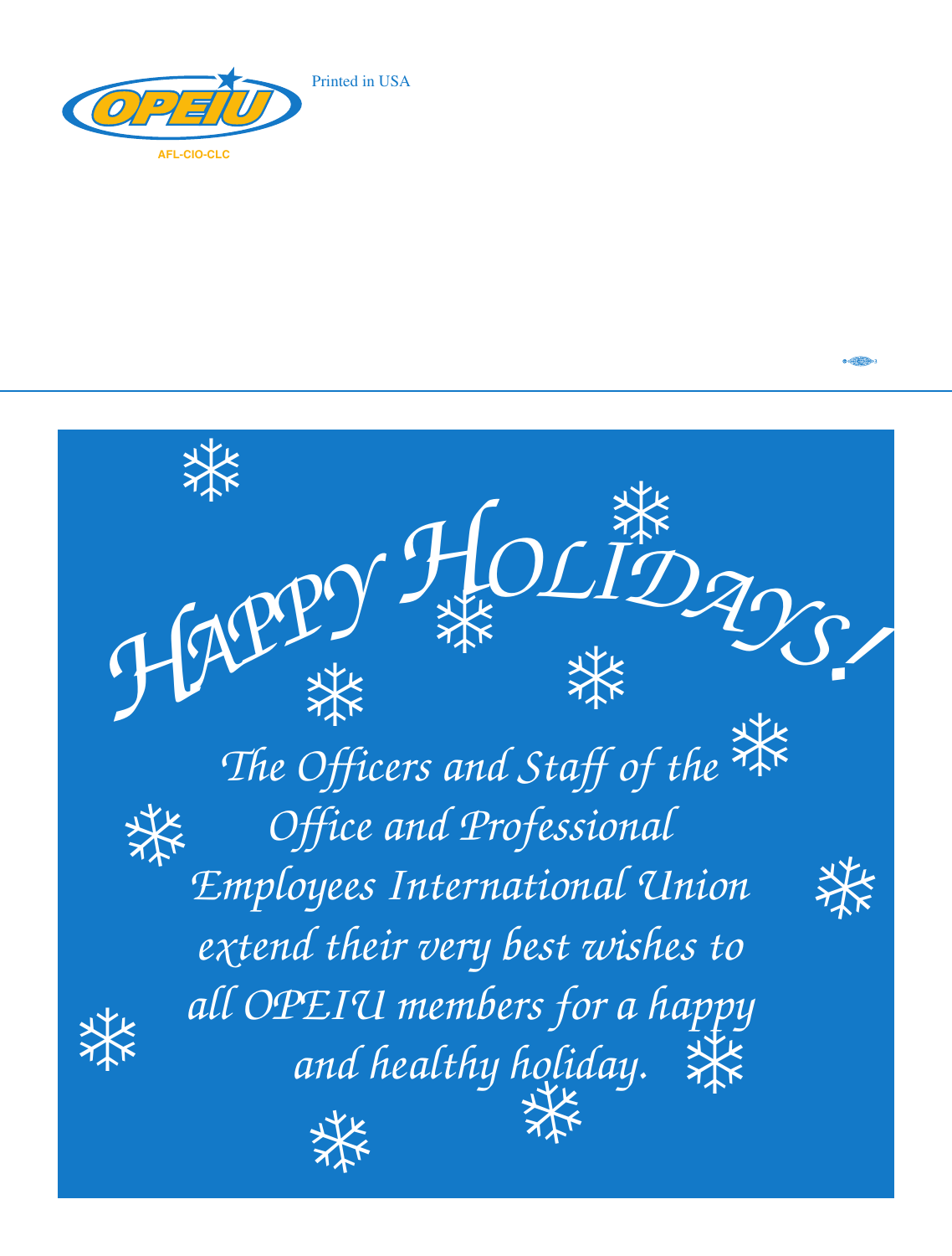OPEIU

AFL-CIO-CLC

Printed in USA

# Happy Holidays!

*The Officers and Staff of the Office and Professional Employees International Union extend their very best wishes to all OPEIU members for a happy and healthy holiday.*